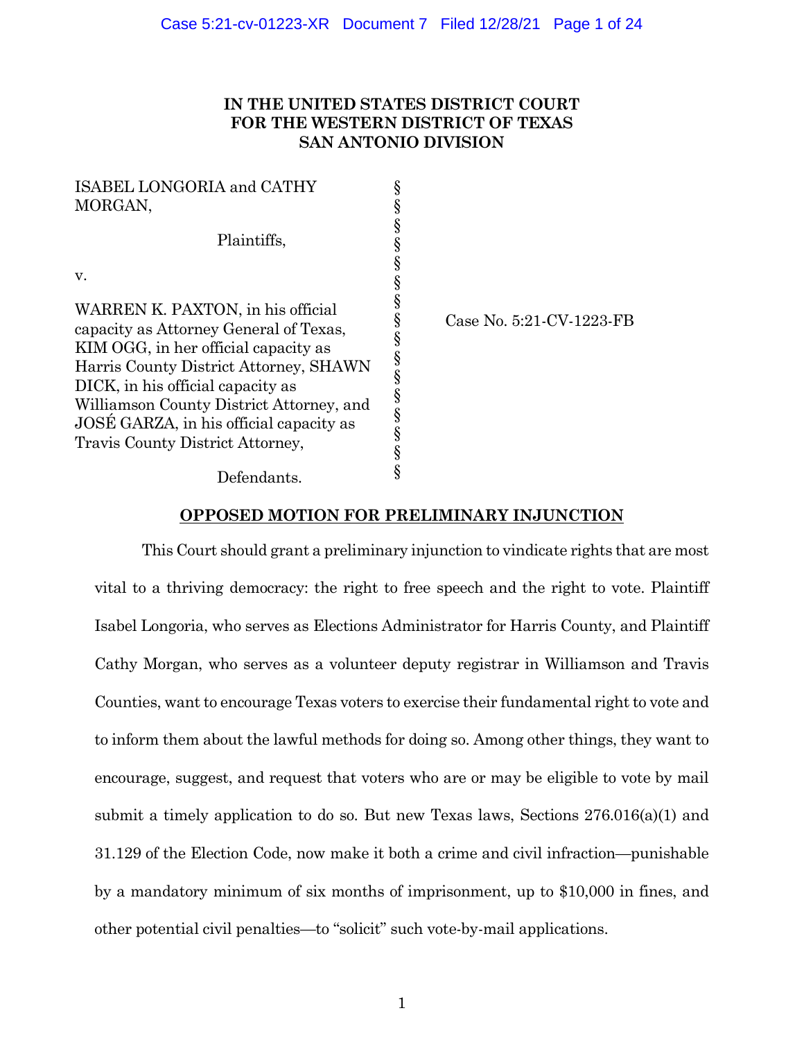**IN THE UNITED STATES DISTRICT COURT**
**FOR THE WESTERN DISTRICT OF TEXAS**
**SAN ANTONIO DIVISION**

| | | |
|---|---|---|
| ISABEL LONGORIA and CATHY MORGAN, | § | |
| Plaintiffs, | § | |
| v. | § | Case No. 5:21-CV-1223-FB |
| WARREN K. PAXTON, in his official capacity as Attorney General of Texas, KIM OGG, in her official capacity as Harris County District Attorney, SHAWN DICK, in his official capacity as Williamson County District Attorney, and JOSÉ GARZA, in his official capacity as Travis County District Attorney, | § | |
| Defendants. | § | |

## OPPOSED MOTION FOR PRELIMINARY INJUNCTION

This Court should grant a preliminary injunction to vindicate rights that are most vital to a thriving democracy: the right to free speech and the right to vote. Plaintiff Isabel Longoria, who serves as Elections Administrator for Harris County, and Plaintiff Cathy Morgan, who serves as a volunteer deputy registrar in Williamson and Travis Counties, want to encourage Texas voters to exercise their fundamental right to vote and to inform them about the lawful methods for doing so. Among other things, they want to encourage, suggest, and request that voters who are or may be eligible to vote by mail submit a timely application to do so. But new Texas laws, Sections 276.016(a)(1) and 31.129 of the Election Code, now make it both a crime and civil infraction—punishable by a mandatory minimum of six months of imprisonment, up to $10,000 in fines, and other potential civil penalties—to "solicit" such vote-by-mail applications.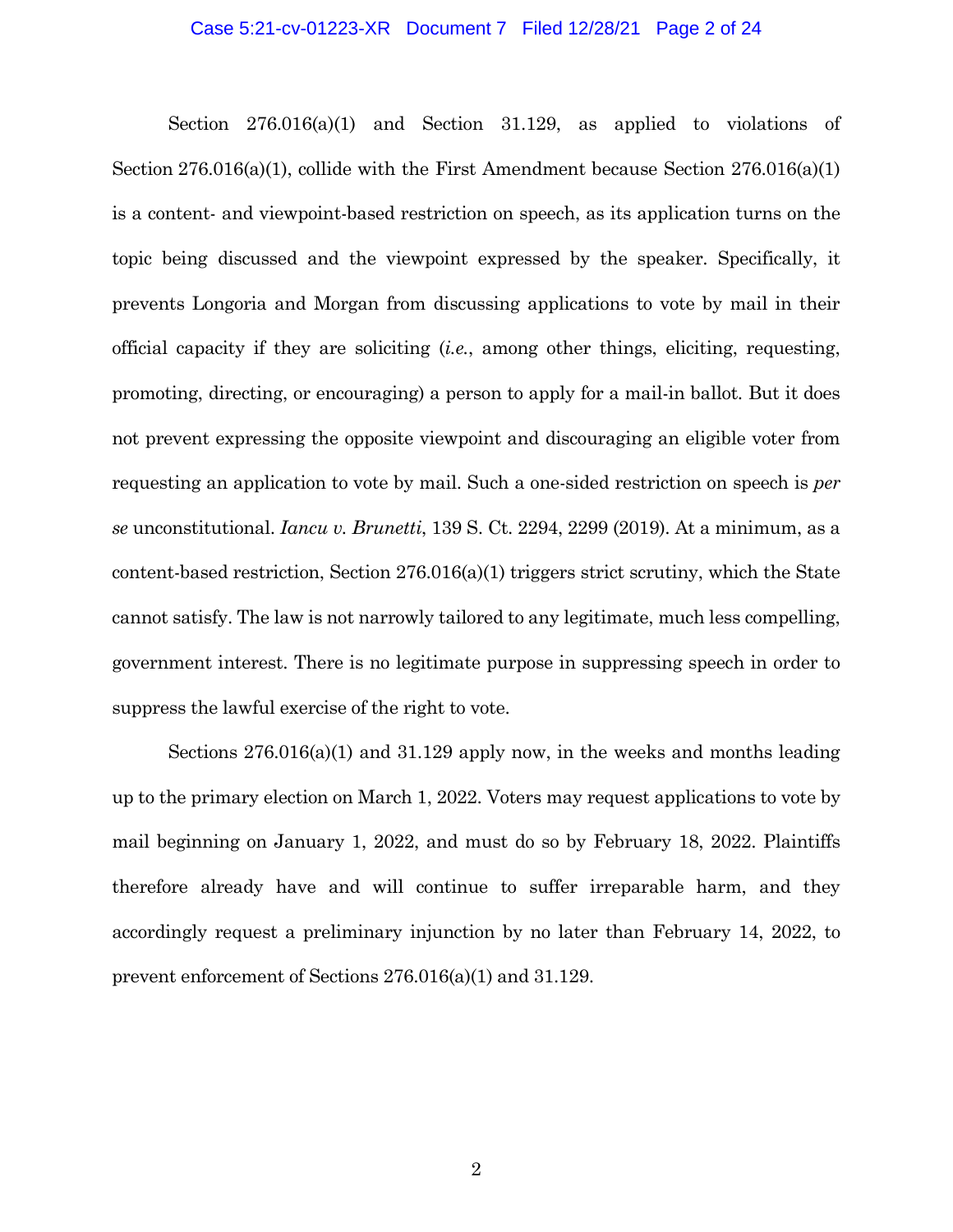Section 276.016(a)(1) and Section 31.129, as applied to violations of Section 276.016(a)(1), collide with the First Amendment because Section 276.016(a)(1) is a content- and viewpoint-based restriction on speech, as its application turns on the topic being discussed and the viewpoint expressed by the speaker. Specifically, it prevents Longoria and Morgan from discussing applications to vote by mail in their official capacity if they are soliciting (*i.e.*, among other things, eliciting, requesting, promoting, directing, or encouraging) a person to apply for a mail-in ballot. But it does not prevent expressing the opposite viewpoint and discouraging an eligible voter from requesting an application to vote by mail. Such a one-sided restriction on speech is *per se* unconstitutional. *Iancu v. Brunetti*, 139 S. Ct. 2294, 2299 (2019). At a minimum, as a content-based restriction, Section 276.016(a)(1) triggers strict scrutiny, which the State cannot satisfy. The law is not narrowly tailored to any legitimate, much less compelling, government interest. There is no legitimate purpose in suppressing speech in order to suppress the lawful exercise of the right to vote.

Sections 276.016(a)(1) and 31.129 apply now, in the weeks and months leading up to the primary election on March 1, 2022. Voters may request applications to vote by mail beginning on January 1, 2022, and must do so by February 18, 2022. Plaintiffs therefore already have and will continue to suffer irreparable harm, and they accordingly request a preliminary injunction by no later than February 14, 2022, to prevent enforcement of Sections 276.016(a)(1) and 31.129.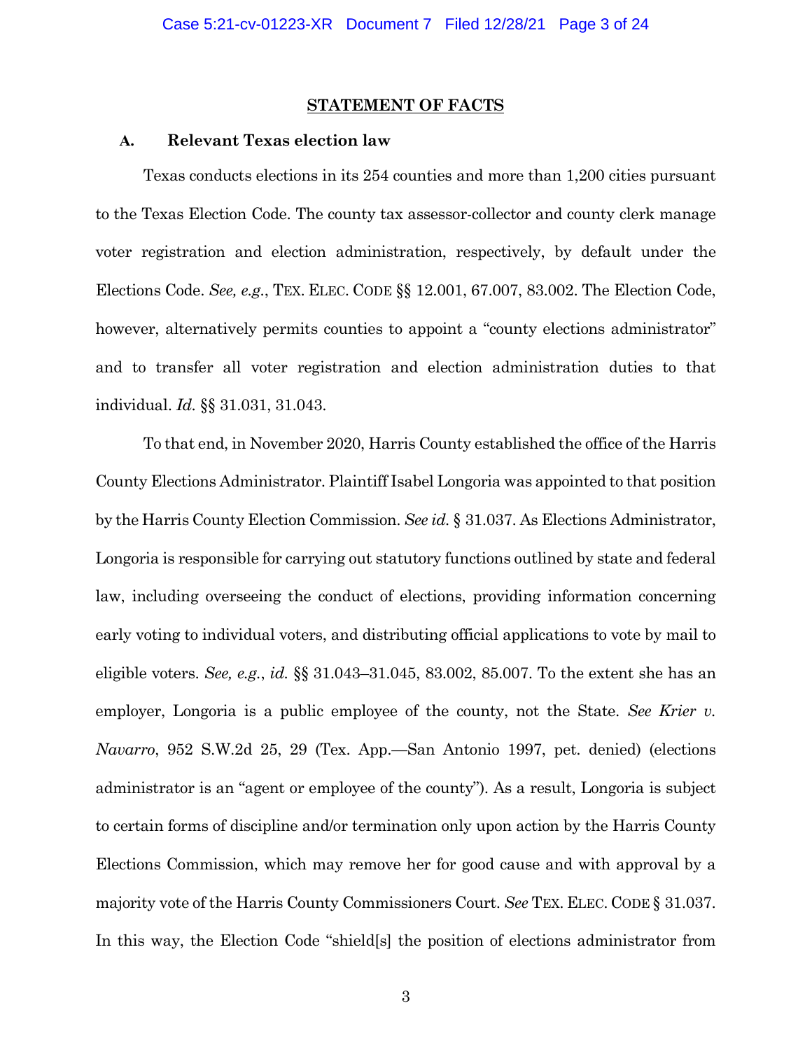## STATEMENT OF FACTS

### A. Relevant Texas election law

Texas conducts elections in its 254 counties and more than 1,200 cities pursuant to the Texas Election Code. The county tax assessor-collector and county clerk manage voter registration and election administration, respectively, by default under the Elections Code. *See, e.g.*, TEX. ELEC. CODE §§ 12.001, 67.007, 83.002. The Election Code, however, alternatively permits counties to appoint a "county elections administrator" and to transfer all voter registration and election administration duties to that individual. *Id.* §§ 31.031, 31.043.

To that end, in November 2020, Harris County established the office of the Harris County Elections Administrator. Plaintiff Isabel Longoria was appointed to that position by the Harris County Election Commission. *See id.* § 31.037. As Elections Administrator, Longoria is responsible for carrying out statutory functions outlined by state and federal law, including overseeing the conduct of elections, providing information concerning early voting to individual voters, and distributing official applications to vote by mail to eligible voters. *See, e.g.*, *id.* §§ 31.043–31.045, 83.002, 85.007. To the extent she has an employer, Longoria is a public employee of the county, not the State. *See Krier v. Navarro*, 952 S.W.2d 25, 29 (Tex. App.—San Antonio 1997, pet. denied) (elections administrator is an "agent or employee of the county"). As a result, Longoria is subject to certain forms of discipline and/or termination only upon action by the Harris County Elections Commission, which may remove her for good cause and with approval by a majority vote of the Harris County Commissioners Court. *See* TEX. ELEC. CODE § 31.037. In this way, the Election Code "shield[s] the position of elections administrator from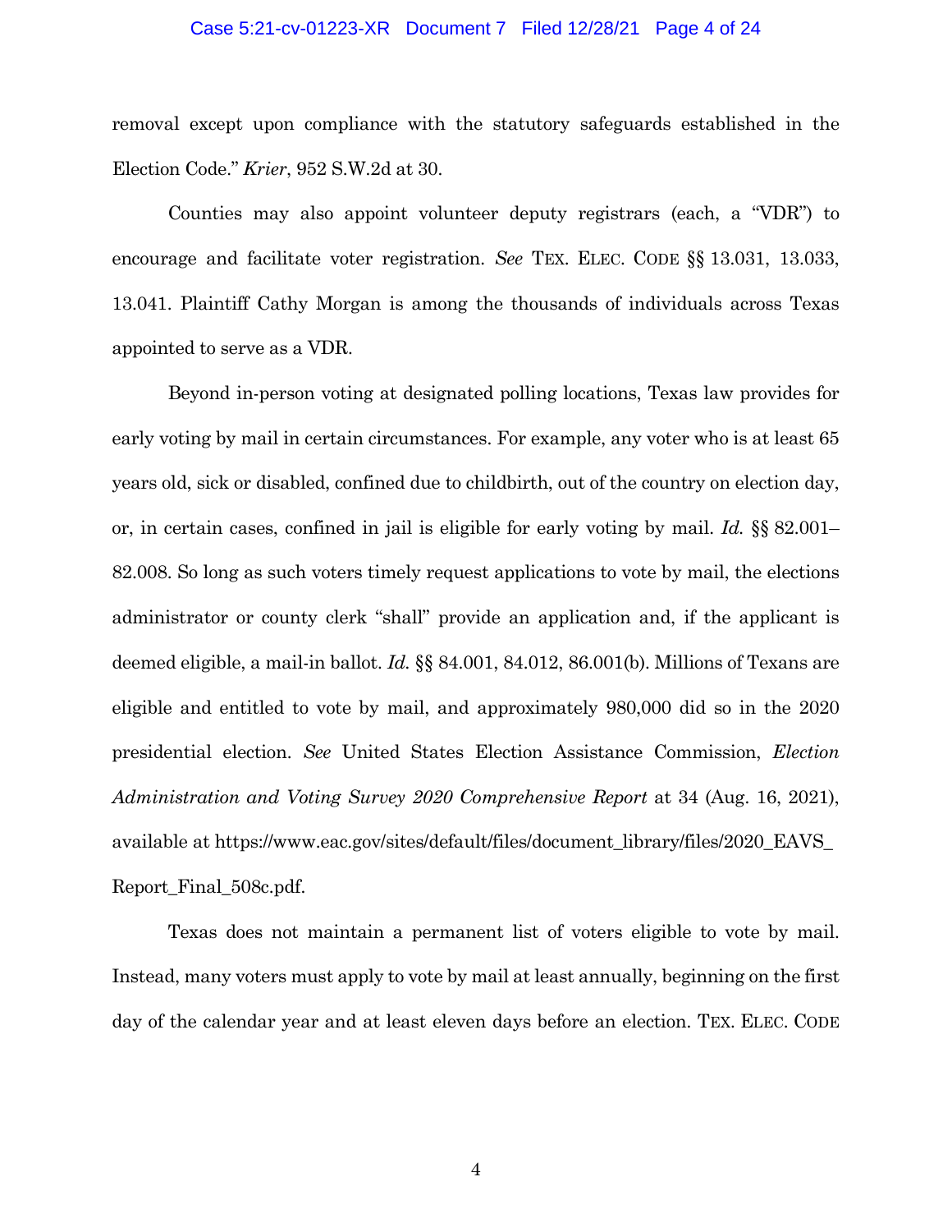removal except upon compliance with the statutory safeguards established in the Election Code." *Krier*, 952 S.W.2d at 30.

Counties may also appoint volunteer deputy registrars (each, a "VDR") to encourage and facilitate voter registration. *See* TEX. ELEC. CODE §§ 13.031, 13.033, 13.041. Plaintiff Cathy Morgan is among the thousands of individuals across Texas appointed to serve as a VDR.

Beyond in-person voting at designated polling locations, Texas law provides for early voting by mail in certain circumstances. For example, any voter who is at least 65 years old, sick or disabled, confined due to childbirth, out of the country on election day, or, in certain cases, confined in jail is eligible for early voting by mail. *Id.* §§ 82.001–82.008. So long as such voters timely request applications to vote by mail, the elections administrator or county clerk "shall" provide an application and, if the applicant is deemed eligible, a mail-in ballot. *Id.* §§ 84.001, 84.012, 86.001(b). Millions of Texans are eligible and entitled to vote by mail, and approximately 980,000 did so in the 2020 presidential election. *See* United States Election Assistance Commission, *Election Administration and Voting Survey 2020 Comprehensive Report* at 34 (Aug. 16, 2021), available at https://www.eac.gov/sites/default/files/document_library/files/2020_EAVS_Report_Final_508c.pdf.

Texas does not maintain a permanent list of voters eligible to vote by mail. Instead, many voters must apply to vote by mail at least annually, beginning on the first day of the calendar year and at least eleven days before an election. TEX. ELEC. CODE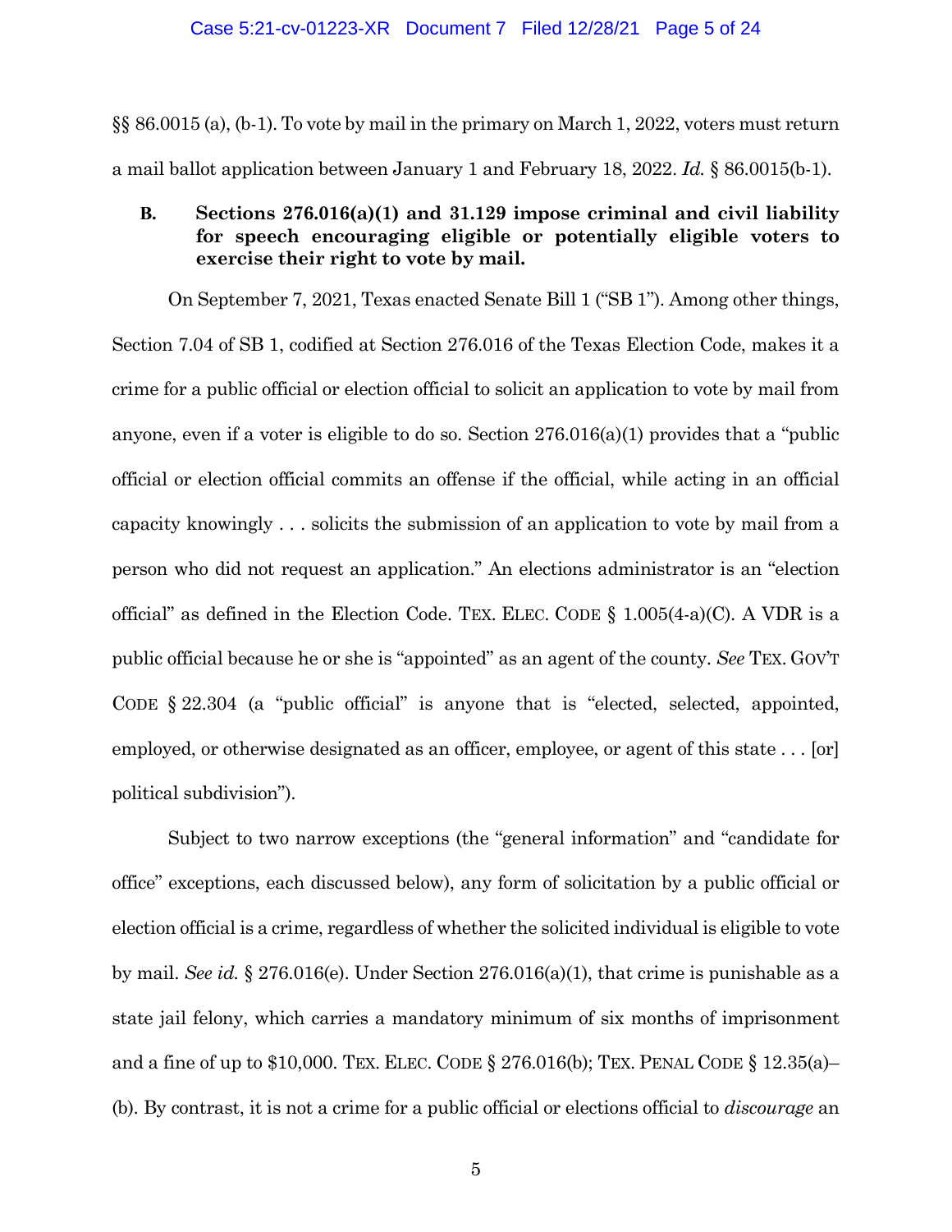§§ 86.0015 (a), (b-1). To vote by mail in the primary on March 1, 2022, voters must return a mail ballot application between January 1 and February 18, 2022. *Id.* § 86.0015(b-1).

### B. Sections 276.016(a)(1) and 31.129 impose criminal and civil liability for speech encouraging eligible or potentially eligible voters to exercise their right to vote by mail.

On September 7, 2021, Texas enacted Senate Bill 1 ("SB 1"). Among other things, Section 7.04 of SB 1, codified at Section 276.016 of the Texas Election Code, makes it a crime for a public official or election official to solicit an application to vote by mail from anyone, even if a voter is eligible to do so. Section 276.016(a)(1) provides that a "public official or election official commits an offense if the official, while acting in an official capacity knowingly . . . solicits the submission of an application to vote by mail from a person who did not request an application." An elections administrator is an "election official" as defined in the Election Code. TEX. ELEC. CODE § 1.005(4-a)(C). A VDR is a public official because he or she is "appointed" as an agent of the county. *See* TEX. GOV'T CODE § 22.304 (a "public official" is anyone that is "elected, selected, appointed, employed, or otherwise designated as an officer, employee, or agent of this state . . . [or] political subdivision").

Subject to two narrow exceptions (the "general information" and "candidate for office" exceptions, each discussed below), any form of solicitation by a public official or election official is a crime, regardless of whether the solicited individual is eligible to vote by mail. *See id.* § 276.016(e). Under Section 276.016(a)(1), that crime is punishable as a state jail felony, which carries a mandatory minimum of six months of imprisonment and a fine of up to $10,000. TEX. ELEC. CODE § 276.016(b); TEX. PENAL CODE § 12.35(a)–(b). By contrast, it is not a crime for a public official or elections official to *discourage* an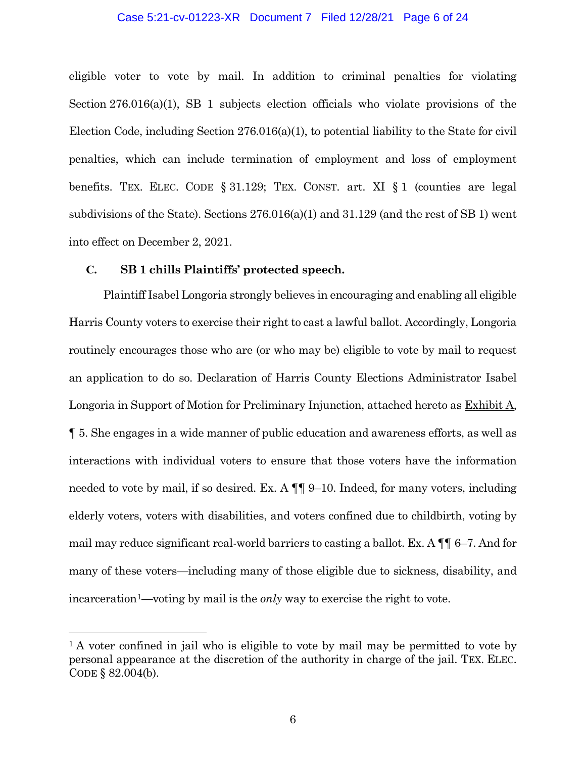eligible voter to vote by mail. In addition to criminal penalties for violating Section 276.016(a)(1), SB 1 subjects election officials who violate provisions of the Election Code, including Section 276.016(a)(1), to potential liability to the State for civil penalties, which can include termination of employment and loss of employment benefits. TEX. ELEC. CODE § 31.129; TEX. CONST. art. XI § 1 (counties are legal subdivisions of the State). Sections 276.016(a)(1) and 31.129 (and the rest of SB 1) went into effect on December 2, 2021.

### C. SB 1 chills Plaintiffs' protected speech.

Plaintiff Isabel Longoria strongly believes in encouraging and enabling all eligible Harris County voters to exercise their right to cast a lawful ballot. Accordingly, Longoria routinely encourages those who are (or who may be) eligible to vote by mail to request an application to do so. Declaration of Harris County Elections Administrator Isabel Longoria in Support of Motion for Preliminary Injunction, attached hereto as Exhibit A, ¶ 5. She engages in a wide manner of public education and awareness efforts, as well as interactions with individual voters to ensure that those voters have the information needed to vote by mail, if so desired. Ex. A ¶¶ 9–10. Indeed, for many voters, including elderly voters, voters with disabilities, and voters confined due to childbirth, voting by mail may reduce significant real-world barriers to casting a ballot. Ex. A ¶¶ 6–7. And for many of these voters—including many of those eligible due to sickness, disability, and incarceration[1]—voting by mail is the *only* way to exercise the right to vote.

---

[1] A voter confined in jail who is eligible to vote by mail may be permitted to vote by personal appearance at the discretion of the authority in charge of the jail. TEX. ELEC. CODE § 82.004(b).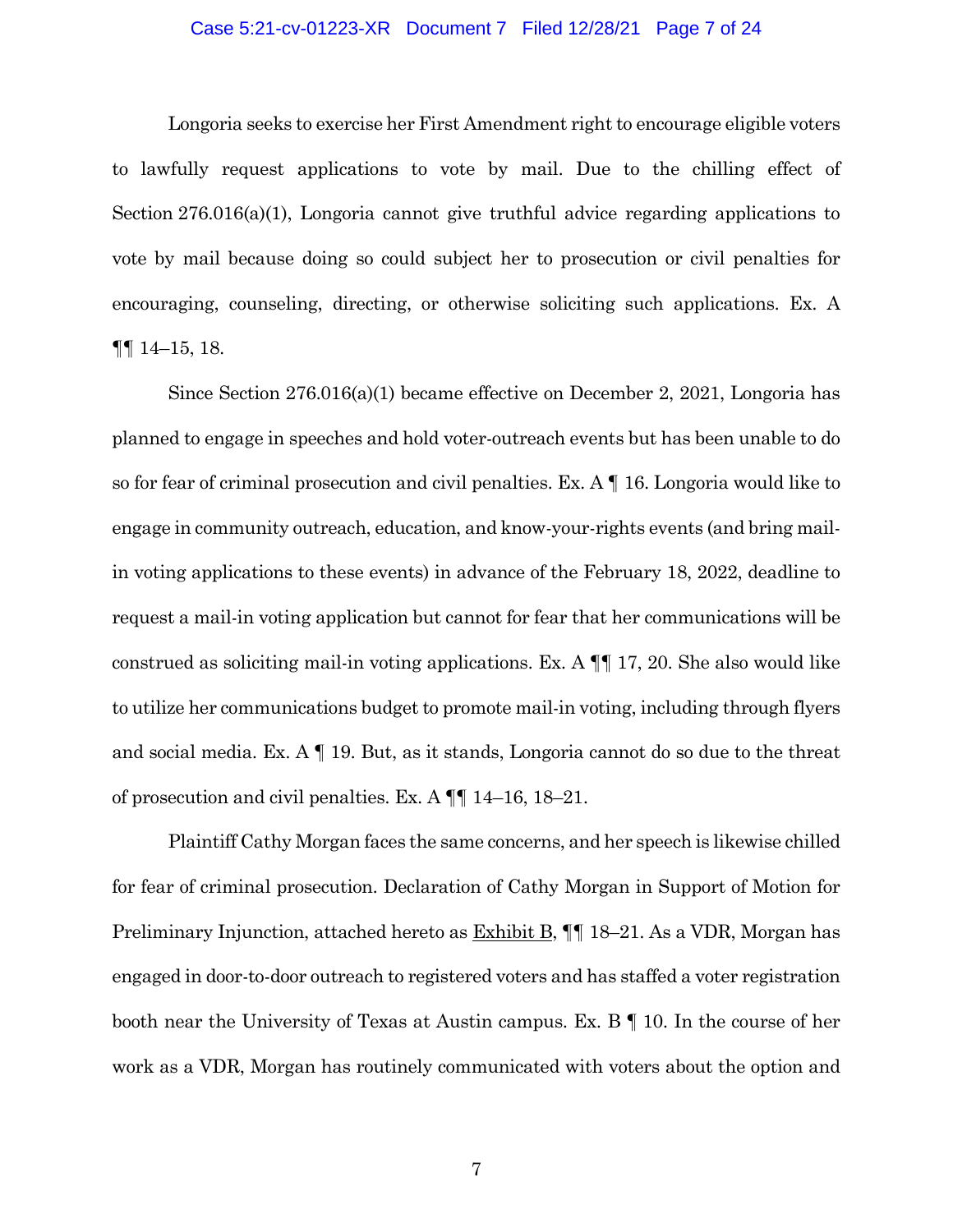Longoria seeks to exercise her First Amendment right to encourage eligible voters to lawfully request applications to vote by mail. Due to the chilling effect of Section 276.016(a)(1), Longoria cannot give truthful advice regarding applications to vote by mail because doing so could subject her to prosecution or civil penalties for encouraging, counseling, directing, or otherwise soliciting such applications. Ex. A ¶¶ 14–15, 18.

Since Section 276.016(a)(1) became effective on December 2, 2021, Longoria has planned to engage in speeches and hold voter-outreach events but has been unable to do so for fear of criminal prosecution and civil penalties. Ex. A ¶ 16. Longoria would like to engage in community outreach, education, and know-your-rights events (and bring mail-in voting applications to these events) in advance of the February 18, 2022, deadline to request a mail-in voting application but cannot for fear that her communications will be construed as soliciting mail-in voting applications. Ex. A ¶¶ 17, 20. She also would like to utilize her communications budget to promote mail-in voting, including through flyers and social media. Ex. A ¶ 19. But, as it stands, Longoria cannot do so due to the threat of prosecution and civil penalties. Ex. A ¶¶ 14–16, 18–21.

Plaintiff Cathy Morgan faces the same concerns, and her speech is likewise chilled for fear of criminal prosecution. Declaration of Cathy Morgan in Support of Motion for Preliminary Injunction, attached hereto as <u>Exhibit B</u>, ¶¶ 18–21. As a VDR, Morgan has engaged in door-to-door outreach to registered voters and has staffed a voter registration booth near the University of Texas at Austin campus. Ex. B ¶ 10. In the course of her work as a VDR, Morgan has routinely communicated with voters about the option and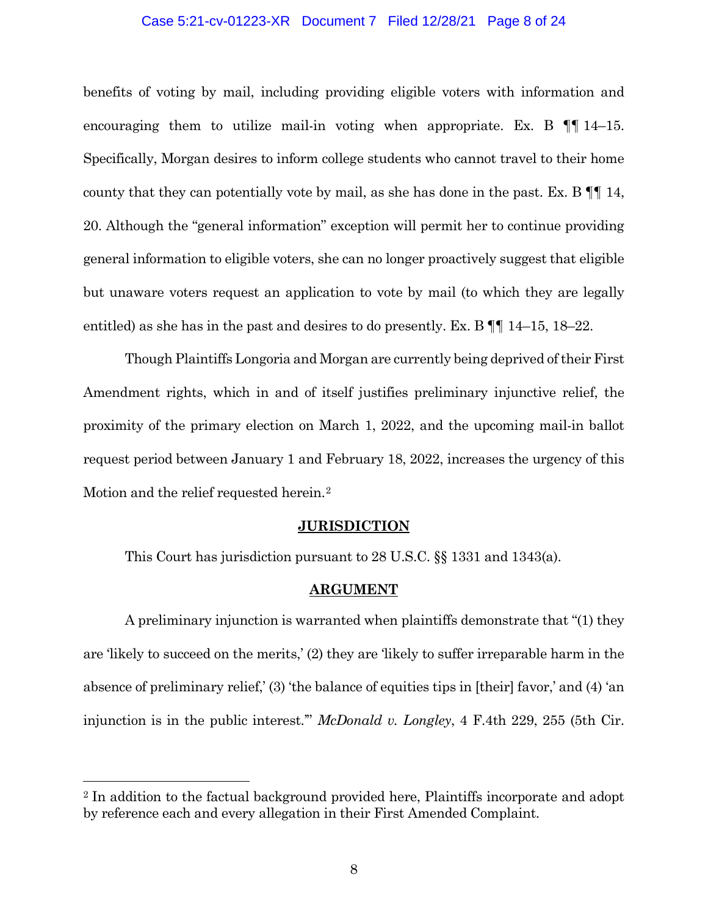benefits of voting by mail, including providing eligible voters with information and encouraging them to utilize mail-in voting when appropriate. Ex. B ¶¶ 14–15. Specifically, Morgan desires to inform college students who cannot travel to their home county that they can potentially vote by mail, as she has done in the past. Ex. B ¶¶ 14, 20. Although the "general information" exception will permit her to continue providing general information to eligible voters, she can no longer proactively suggest that eligible but unaware voters request an application to vote by mail (to which they are legally entitled) as she has in the past and desires to do presently. Ex. B ¶¶ 14–15, 18–22.

Though Plaintiffs Longoria and Morgan are currently being deprived of their First Amendment rights, which in and of itself justifies preliminary injunctive relief, the proximity of the primary election on March 1, 2022, and the upcoming mail-in ballot request period between January 1 and February 18, 2022, increases the urgency of this Motion and the relief requested herein.[2]

## JURISDICTION

This Court has jurisdiction pursuant to 28 U.S.C. §§ 1331 and 1343(a).

## ARGUMENT

A preliminary injunction is warranted when plaintiffs demonstrate that "(1) they are 'likely to succeed on the merits,' (2) they are 'likely to suffer irreparable harm in the absence of preliminary relief,' (3) 'the balance of equities tips in [their] favor,' and (4) 'an injunction is in the public interest.'" *McDonald v. Longley*, 4 F.4th 229, 255 (5th Cir.

[2] In addition to the factual background provided here, Plaintiffs incorporate and adopt by reference each and every allegation in their First Amended Complaint.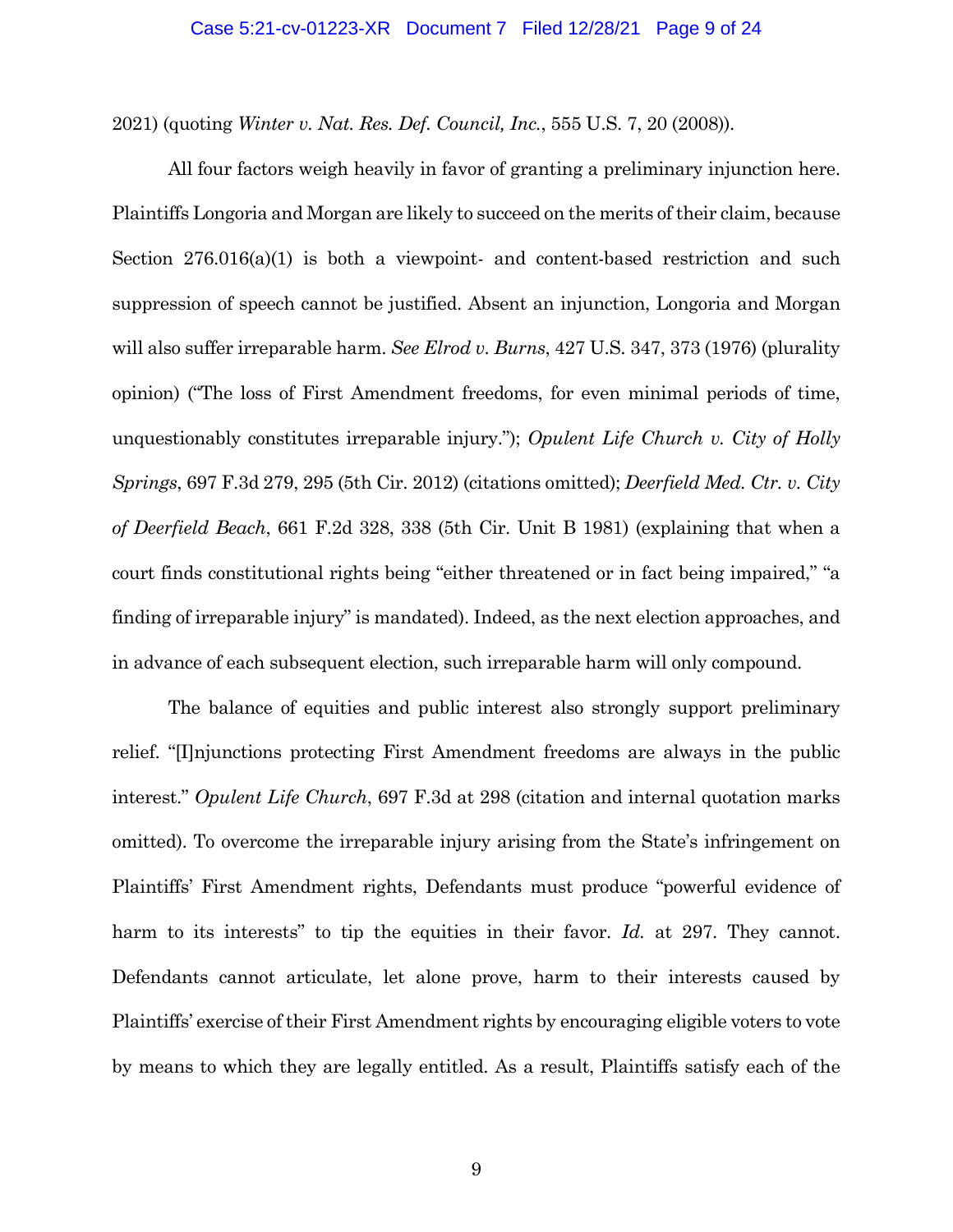2021) (quoting *Winter v. Nat. Res. Def. Council, Inc.*, 555 U.S. 7, 20 (2008)).

All four factors weigh heavily in favor of granting a preliminary injunction here. Plaintiffs Longoria and Morgan are likely to succeed on the merits of their claim, because Section 276.016(a)(1) is both a viewpoint- and content-based restriction and such suppression of speech cannot be justified. Absent an injunction, Longoria and Morgan will also suffer irreparable harm. *See Elrod v. Burns*, 427 U.S. 347, 373 (1976) (plurality opinion) ("The loss of First Amendment freedoms, for even minimal periods of time, unquestionably constitutes irreparable injury."); *Opulent Life Church v. City of Holly Springs*, 697 F.3d 279, 295 (5th Cir. 2012) (citations omitted); *Deerfield Med. Ctr. v. City of Deerfield Beach*, 661 F.2d 328, 338 (5th Cir. Unit B 1981) (explaining that when a court finds constitutional rights being "either threatened or in fact being impaired," "a finding of irreparable injury" is mandated). Indeed, as the next election approaches, and in advance of each subsequent election, such irreparable harm will only compound.

The balance of equities and public interest also strongly support preliminary relief. "[I]njunctions protecting First Amendment freedoms are always in the public interest." *Opulent Life Church*, 697 F.3d at 298 (citation and internal quotation marks omitted). To overcome the irreparable injury arising from the State's infringement on Plaintiffs' First Amendment rights, Defendants must produce "powerful evidence of harm to its interests" to tip the equities in their favor. *Id.* at 297. They cannot. Defendants cannot articulate, let alone prove, harm to their interests caused by Plaintiffs' exercise of their First Amendment rights by encouraging eligible voters to vote by means to which they are legally entitled. As a result, Plaintiffs satisfy each of the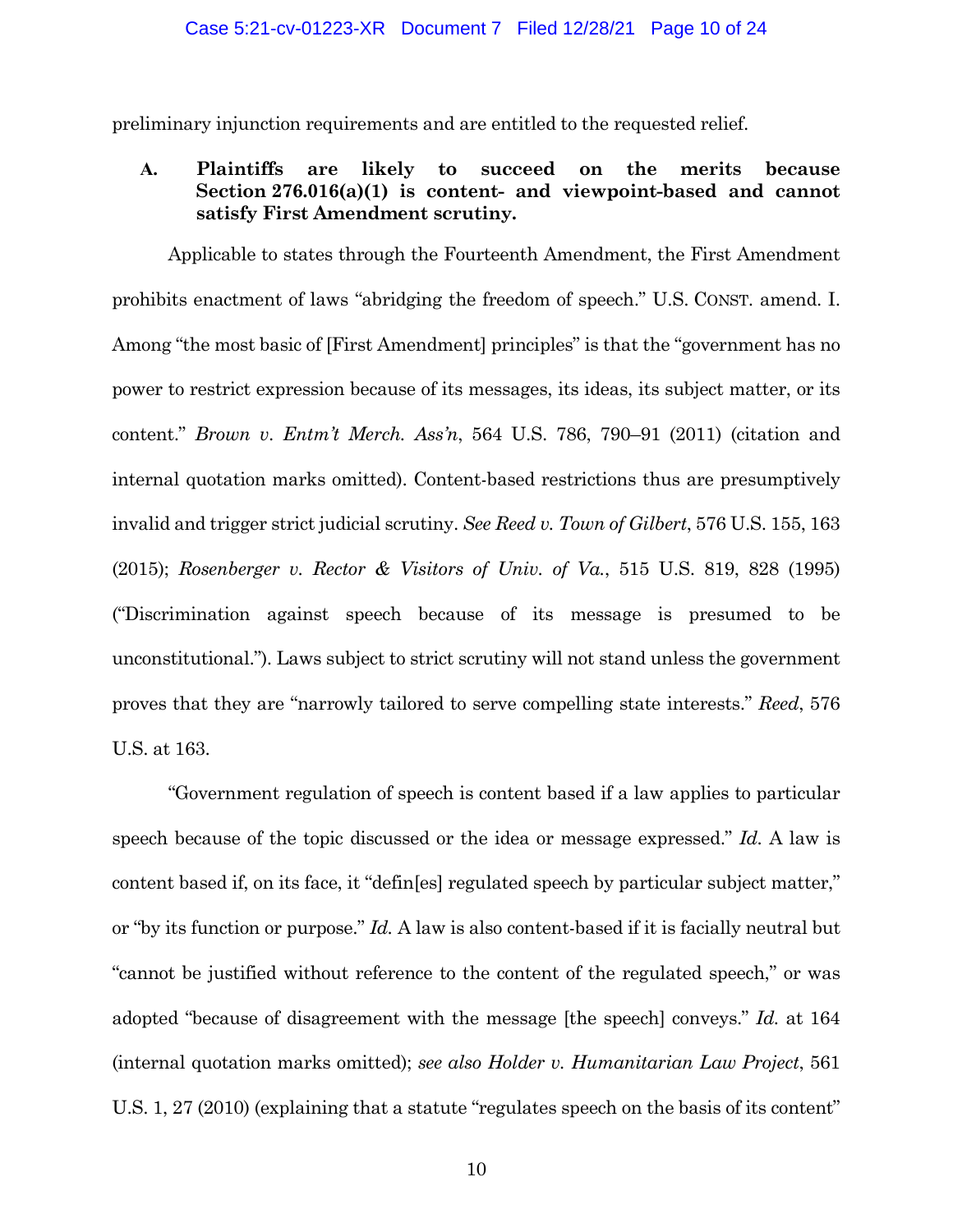preliminary injunction requirements and are entitled to the requested relief.

### A. Plaintiffs are likely to succeed on the merits because Section 276.016(a)(1) is content- and viewpoint-based and cannot satisfy First Amendment scrutiny.

Applicable to states through the Fourteenth Amendment, the First Amendment prohibits enactment of laws "abridging the freedom of speech." U.S. CONST. amend. I. Among "the most basic of [First Amendment] principles" is that the "government has no power to restrict expression because of its messages, its ideas, its subject matter, or its content." *Brown v. Entm't Merch. Ass'n*, 564 U.S. 786, 790–91 (2011) (citation and internal quotation marks omitted). Content-based restrictions thus are presumptively invalid and trigger strict judicial scrutiny. *See Reed v. Town of Gilbert*, 576 U.S. 155, 163 (2015); *Rosenberger v. Rector & Visitors of Univ. of Va.*, 515 U.S. 819, 828 (1995) ("Discrimination against speech because of its message is presumed to be unconstitutional."). Laws subject to strict scrutiny will not stand unless the government proves that they are "narrowly tailored to serve compelling state interests." *Reed*, 576 U.S. at 163.

"Government regulation of speech is content based if a law applies to particular speech because of the topic discussed or the idea or message expressed." *Id.* A law is content based if, on its face, it "defin[es] regulated speech by particular subject matter," or "by its function or purpose." *Id.* A law is also content-based if it is facially neutral but "cannot be justified without reference to the content of the regulated speech," or was adopted "because of disagreement with the message [the speech] conveys." *Id.* at 164 (internal quotation marks omitted); *see also Holder v. Humanitarian Law Project*, 561 U.S. 1, 27 (2010) (explaining that a statute "regulates speech on the basis of its content"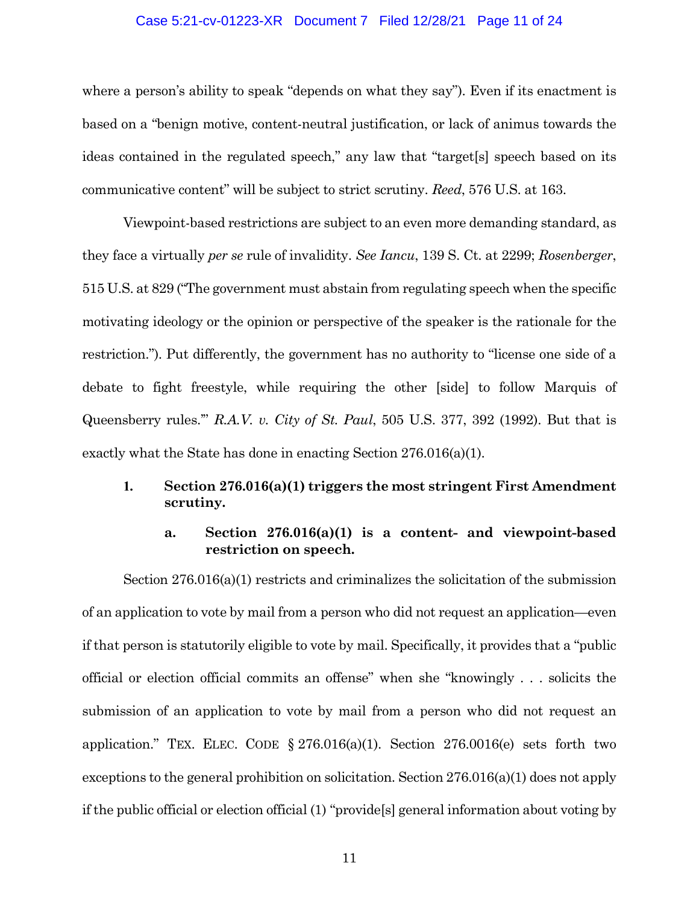where a person's ability to speak "depends on what they say"). Even if its enactment is based on a "benign motive, content-neutral justification, or lack of animus towards the ideas contained in the regulated speech," any law that "target[s] speech based on its communicative content" will be subject to strict scrutiny. *Reed*, 576 U.S. at 163.

Viewpoint-based restrictions are subject to an even more demanding standard, as they face a virtually *per se* rule of invalidity. *See Iancu*, 139 S. Ct. at 2299; *Rosenberger*, 515 U.S. at 829 ("The government must abstain from regulating speech when the specific motivating ideology or the opinion or perspective of the speaker is the rationale for the restriction."). Put differently, the government has no authority to "license one side of a debate to fight freestyle, while requiring the other [side] to follow Marquis of Queensberry rules.'" *R.A.V. v. City of St. Paul*, 505 U.S. 377, 392 (1992). But that is exactly what the State has done in enacting Section 276.016(a)(1).

### 1. Section 276.016(a)(1) triggers the most stringent First Amendment scrutiny.

#### a. Section 276.016(a)(1) is a content- and viewpoint-based restriction on speech.

Section 276.016(a)(1) restricts and criminalizes the solicitation of the submission of an application to vote by mail from a person who did not request an application—even if that person is statutorily eligible to vote by mail. Specifically, it provides that a "public official or election official commits an offense" when she "knowingly . . . solicits the submission of an application to vote by mail from a person who did not request an application." TEX. ELEC. CODE § 276.016(a)(1). Section 276.0016(e) sets forth two exceptions to the general prohibition on solicitation. Section 276.016(a)(1) does not apply if the public official or election official (1) "provide[s] general information about voting by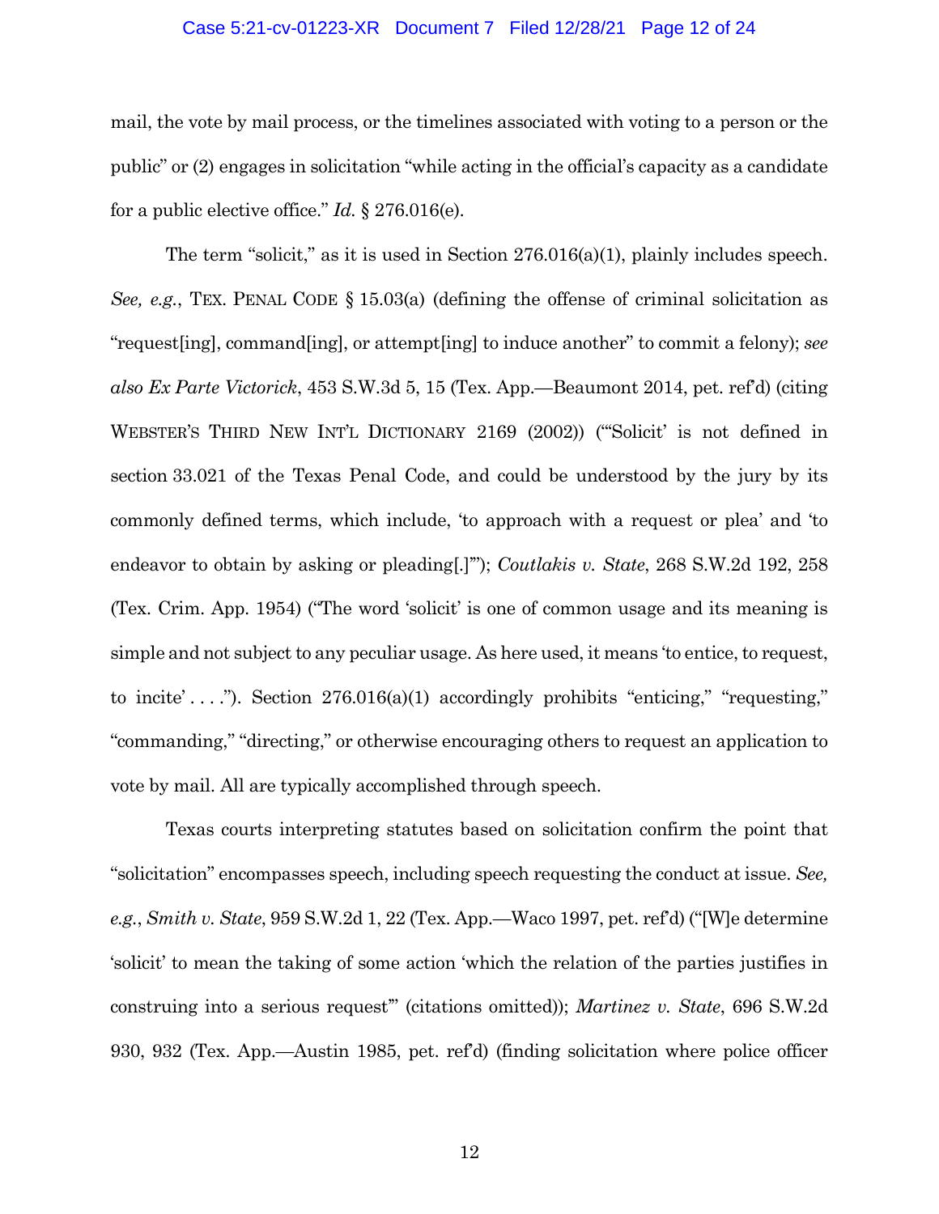mail, the vote by mail process, or the timelines associated with voting to a person or the public" or (2) engages in solicitation "while acting in the official's capacity as a candidate for a public elective office." *Id.* § 276.016(e).

The term "solicit," as it is used in Section 276.016(a)(1), plainly includes speech. *See, e.g.*, TEX. PENAL CODE § 15.03(a) (defining the offense of criminal solicitation as "request[ing], command[ing], or attempt[ing] to induce another" to commit a felony); *see also Ex Parte Victorick*, 453 S.W.3d 5, 15 (Tex. App.—Beaumont 2014, pet. ref'd) (citing WEBSTER'S THIRD NEW INT'L DICTIONARY 2169 (2002)) ("'Solicit' is not defined in section 33.021 of the Texas Penal Code, and could be understood by the jury by its commonly defined terms, which include, 'to approach with a request or plea' and 'to endeavor to obtain by asking or pleading[.]'"); *Coutlakis v. State*, 268 S.W.2d 192, 258 (Tex. Crim. App. 1954) ("The word 'solicit' is one of common usage and its meaning is simple and not subject to any peculiar usage. As here used, it means 'to entice, to request, to incite' . . . ."). Section 276.016(a)(1) accordingly prohibits "enticing," "requesting," "commanding," "directing," or otherwise encouraging others to request an application to vote by mail. All are typically accomplished through speech.

Texas courts interpreting statutes based on solicitation confirm the point that "solicitation" encompasses speech, including speech requesting the conduct at issue. *See, e.g.*, *Smith v. State*, 959 S.W.2d 1, 22 (Tex. App.—Waco 1997, pet. ref'd) ("[W]e determine 'solicit' to mean the taking of some action 'which the relation of the parties justifies in construing into a serious request'" (citations omitted)); *Martinez v. State*, 696 S.W.2d 930, 932 (Tex. App.—Austin 1985, pet. ref'd) (finding solicitation where police officer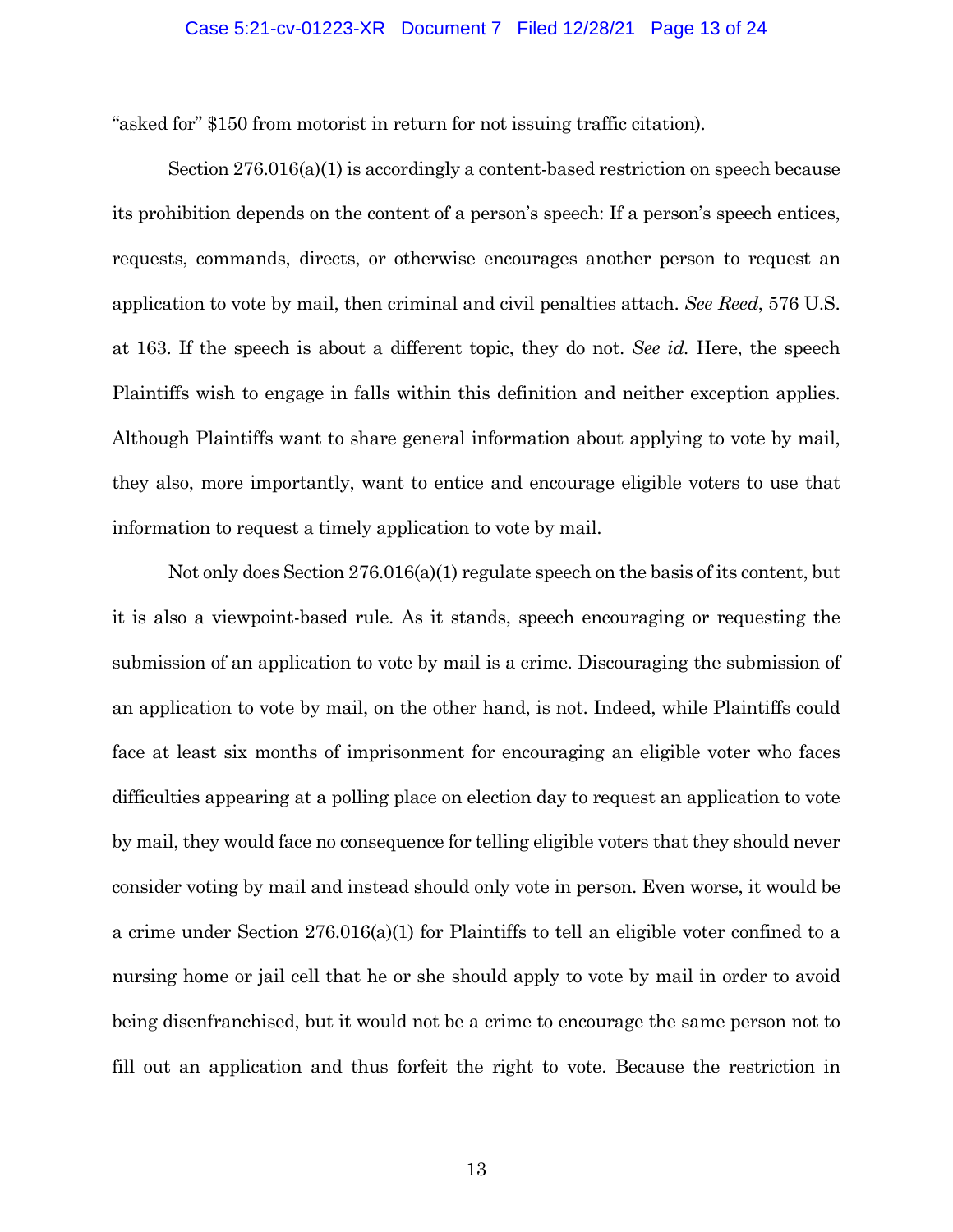"asked for" $150 from motorist in return for not issuing traffic citation).

Section 276.016(a)(1) is accordingly a content-based restriction on speech because its prohibition depends on the content of a person's speech: If a person's speech entices, requests, commands, directs, or otherwise encourages another person to request an application to vote by mail, then criminal and civil penalties attach. *See Reed*, 576 U.S. at 163. If the speech is about a different topic, they do not. *See id.* Here, the speech Plaintiffs wish to engage in falls within this definition and neither exception applies. Although Plaintiffs want to share general information about applying to vote by mail, they also, more importantly, want to entice and encourage eligible voters to use that information to request a timely application to vote by mail.

Not only does Section 276.016(a)(1) regulate speech on the basis of its content, but it is also a viewpoint-based rule. As it stands, speech encouraging or requesting the submission of an application to vote by mail is a crime. Discouraging the submission of an application to vote by mail, on the other hand, is not. Indeed, while Plaintiffs could face at least six months of imprisonment for encouraging an eligible voter who faces difficulties appearing at a polling place on election day to request an application to vote by mail, they would face no consequence for telling eligible voters that they should never consider voting by mail and instead should only vote in person. Even worse, it would be a crime under Section 276.016(a)(1) for Plaintiffs to tell an eligible voter confined to a nursing home or jail cell that he or she should apply to vote by mail in order to avoid being disenfranchised, but it would not be a crime to encourage the same person not to fill out an application and thus forfeit the right to vote. Because the restriction in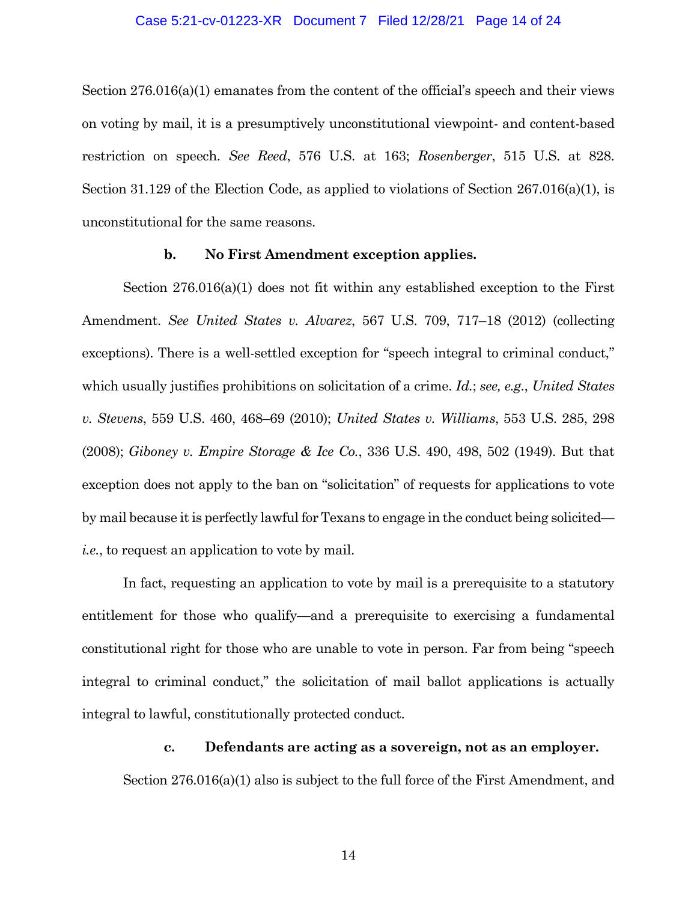Section 276.016(a)(1) emanates from the content of the official's speech and their views on voting by mail, it is a presumptively unconstitutional viewpoint- and content-based restriction on speech. *See Reed*, 576 U.S. at 163; *Rosenberger*, 515 U.S. at 828. Section 31.129 of the Election Code, as applied to violations of Section 267.016(a)(1), is unconstitutional for the same reasons.

**b. No First Amendment exception applies.**

Section 276.016(a)(1) does not fit within any established exception to the First Amendment. *See United States v. Alvarez*, 567 U.S. 709, 717–18 (2012) (collecting exceptions). There is a well-settled exception for "speech integral to criminal conduct," which usually justifies prohibitions on solicitation of a crime. *Id.*; *see, e.g.*, *United States v. Stevens*, 559 U.S. 460, 468–69 (2010); *United States v. Williams*, 553 U.S. 285, 298 (2008); *Giboney v. Empire Storage & Ice Co.*, 336 U.S. 490, 498, 502 (1949). But that exception does not apply to the ban on "solicitation" of requests for applications to vote by mail because it is perfectly lawful for Texans to engage in the conduct being solicited—*i.e.*, to request an application to vote by mail.

In fact, requesting an application to vote by mail is a prerequisite to a statutory entitlement for those who qualify—and a prerequisite to exercising a fundamental constitutional right for those who are unable to vote in person. Far from being "speech integral to criminal conduct," the solicitation of mail ballot applications is actually integral to lawful, constitutionally protected conduct.

**c. Defendants are acting as a sovereign, not as an employer.**

Section 276.016(a)(1) also is subject to the full force of the First Amendment, and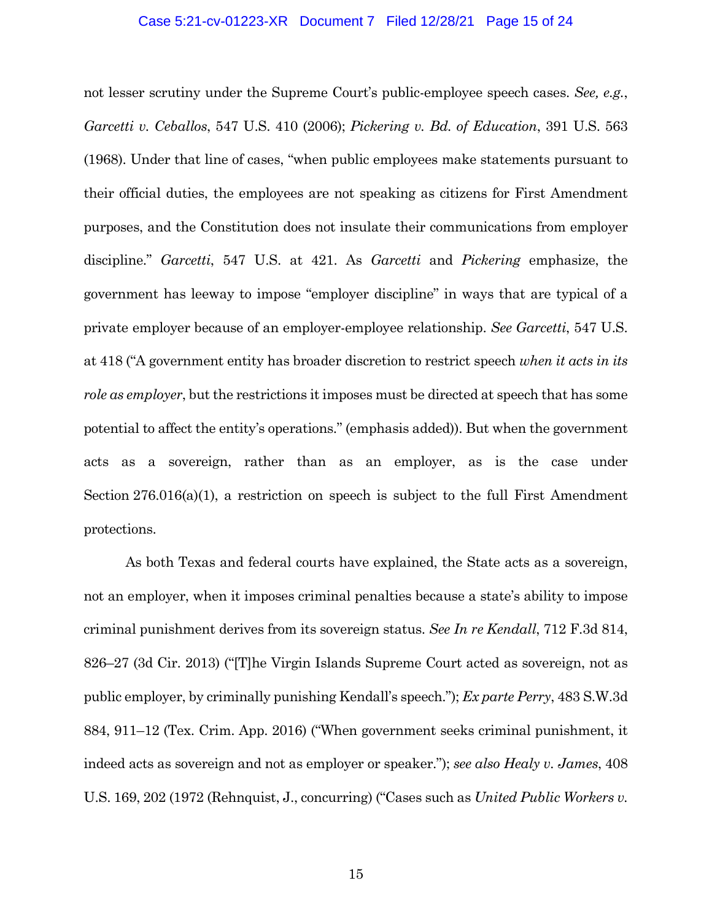not lesser scrutiny under the Supreme Court's public-employee speech cases. *See, e.g.*, *Garcetti v. Ceballos*, 547 U.S. 410 (2006); *Pickering v. Bd. of Education*, 391 U.S. 563 (1968). Under that line of cases, "when public employees make statements pursuant to their official duties, the employees are not speaking as citizens for First Amendment purposes, and the Constitution does not insulate their communications from employer discipline." *Garcetti*, 547 U.S. at 421. As *Garcetti* and *Pickering* emphasize, the government has leeway to impose "employer discipline" in ways that are typical of a private employer because of an employer-employee relationship. *See Garcetti*, 547 U.S. at 418 ("A government entity has broader discretion to restrict speech *when it acts in its role as employer*, but the restrictions it imposes must be directed at speech that has some potential to affect the entity's operations." (emphasis added)). But when the government acts as a sovereign, rather than as an employer, as is the case under Section 276.016(a)(1), a restriction on speech is subject to the full First Amendment protections.

As both Texas and federal courts have explained, the State acts as a sovereign, not an employer, when it imposes criminal penalties because a state's ability to impose criminal punishment derives from its sovereign status. *See In re Kendall*, 712 F.3d 814, 826–27 (3d Cir. 2013) ("[T]he Virgin Islands Supreme Court acted as sovereign, not as public employer, by criminally punishing Kendall's speech."); *Ex parte Perry*, 483 S.W.3d 884, 911–12 (Tex. Crim. App. 2016) ("When government seeks criminal punishment, it indeed acts as sovereign and not as employer or speaker."); *see also Healy v. James*, 408 U.S. 169, 202 (1972 (Rehnquist, J., concurring) ("Cases such as *United Public Workers v.*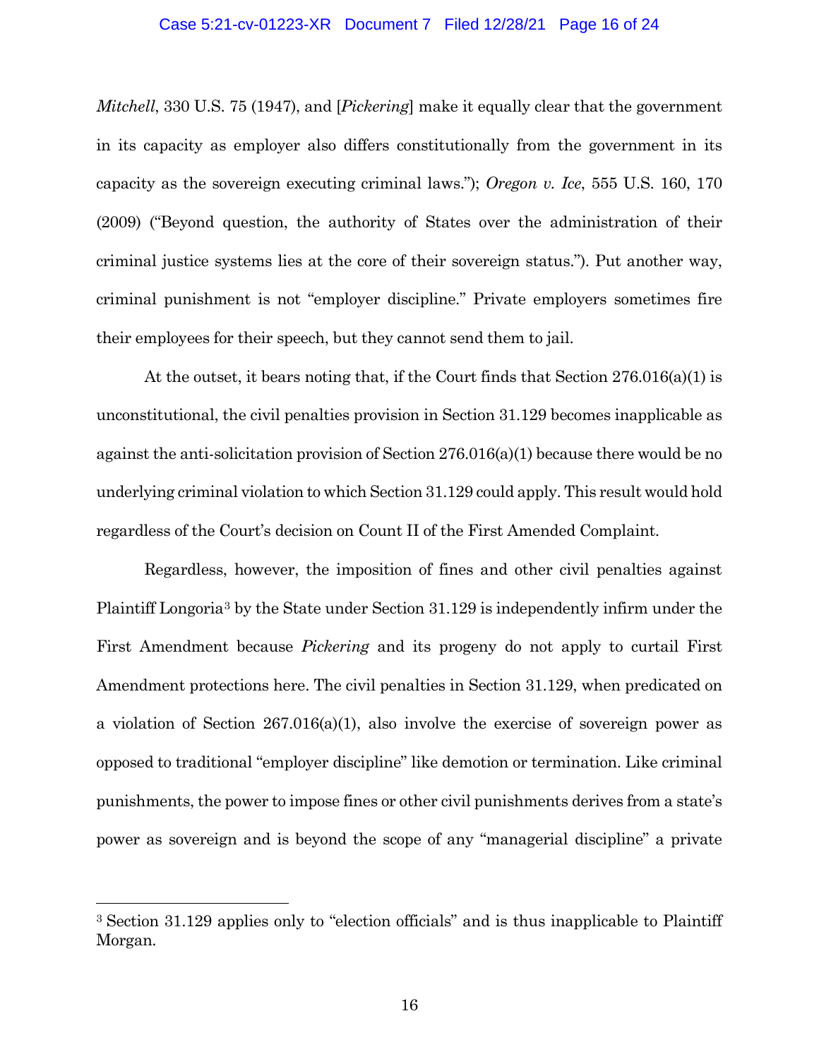*Mitchell*, 330 U.S. 75 (1947), and [*Pickering*] make it equally clear that the government in its capacity as employer also differs constitutionally from the government in its capacity as the sovereign executing criminal laws."); *Oregon v. Ice*, 555 U.S. 160, 170 (2009) ("Beyond question, the authority of States over the administration of their criminal justice systems lies at the core of their sovereign status."). Put another way, criminal punishment is not "employer discipline." Private employers sometimes fire their employees for their speech, but they cannot send them to jail.

At the outset, it bears noting that, if the Court finds that Section 276.016(a)(1) is unconstitutional, the civil penalties provision in Section 31.129 becomes inapplicable as against the anti-solicitation provision of Section 276.016(a)(1) because there would be no underlying criminal violation to which Section 31.129 could apply. This result would hold regardless of the Court's decision on Count II of the First Amended Complaint.

Regardless, however, the imposition of fines and other civil penalties against Plaintiff Longoria[3] by the State under Section 31.129 is independently infirm under the First Amendment because *Pickering* and its progeny do not apply to curtail First Amendment protections here. The civil penalties in Section 31.129, when predicated on a violation of Section 267.016(a)(1), also involve the exercise of sovereign power as opposed to traditional "employer discipline" like demotion or termination. Like criminal punishments, the power to impose fines or other civil punishments derives from a state's power as sovereign and is beyond the scope of any "managerial discipline" a private

[3] Section 31.129 applies only to "election officials" and is thus inapplicable to Plaintiff Morgan.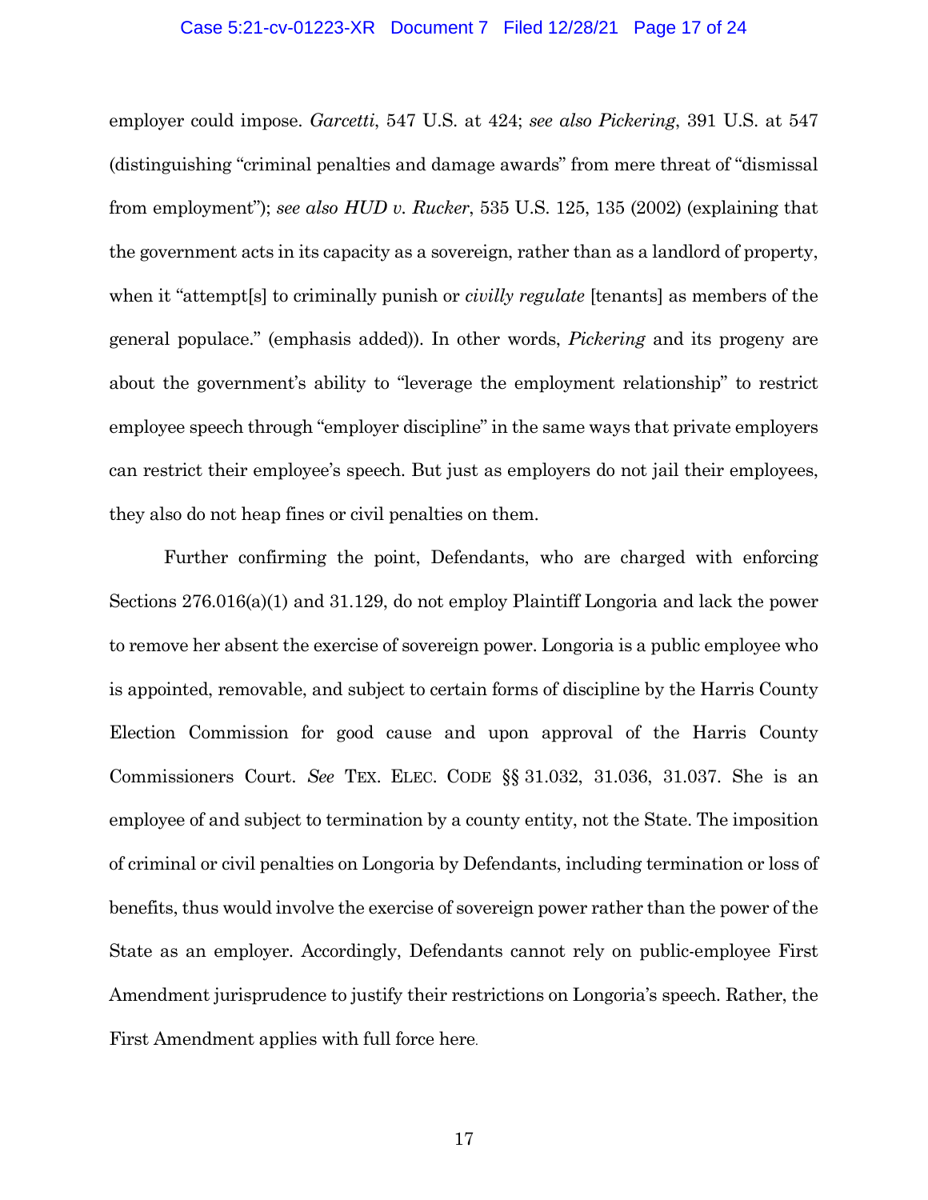employer could impose. *Garcetti*, 547 U.S. at 424; *see also Pickering*, 391 U.S. at 547 (distinguishing "criminal penalties and damage awards" from mere threat of "dismissal from employment"); *see also HUD v. Rucker*, 535 U.S. 125, 135 (2002) (explaining that the government acts in its capacity as a sovereign, rather than as a landlord of property, when it "attempt[s] to criminally punish or *civilly regulate* [tenants] as members of the general populace." (emphasis added)). In other words, *Pickering* and its progeny are about the government's ability to "leverage the employment relationship" to restrict employee speech through "employer discipline" in the same ways that private employers can restrict their employee's speech. But just as employers do not jail their employees, they also do not heap fines or civil penalties on them.

Further confirming the point, Defendants, who are charged with enforcing Sections 276.016(a)(1) and 31.129, do not employ Plaintiff Longoria and lack the power to remove her absent the exercise of sovereign power. Longoria is a public employee who is appointed, removable, and subject to certain forms of discipline by the Harris County Election Commission for good cause and upon approval of the Harris County Commissioners Court. *See* TEX. ELEC. CODE §§ 31.032, 31.036, 31.037. She is an employee of and subject to termination by a county entity, not the State. The imposition of criminal or civil penalties on Longoria by Defendants, including termination or loss of benefits, thus would involve the exercise of sovereign power rather than the power of the State as an employer. Accordingly, Defendants cannot rely on public-employee First Amendment jurisprudence to justify their restrictions on Longoria's speech. Rather, the First Amendment applies with full force here.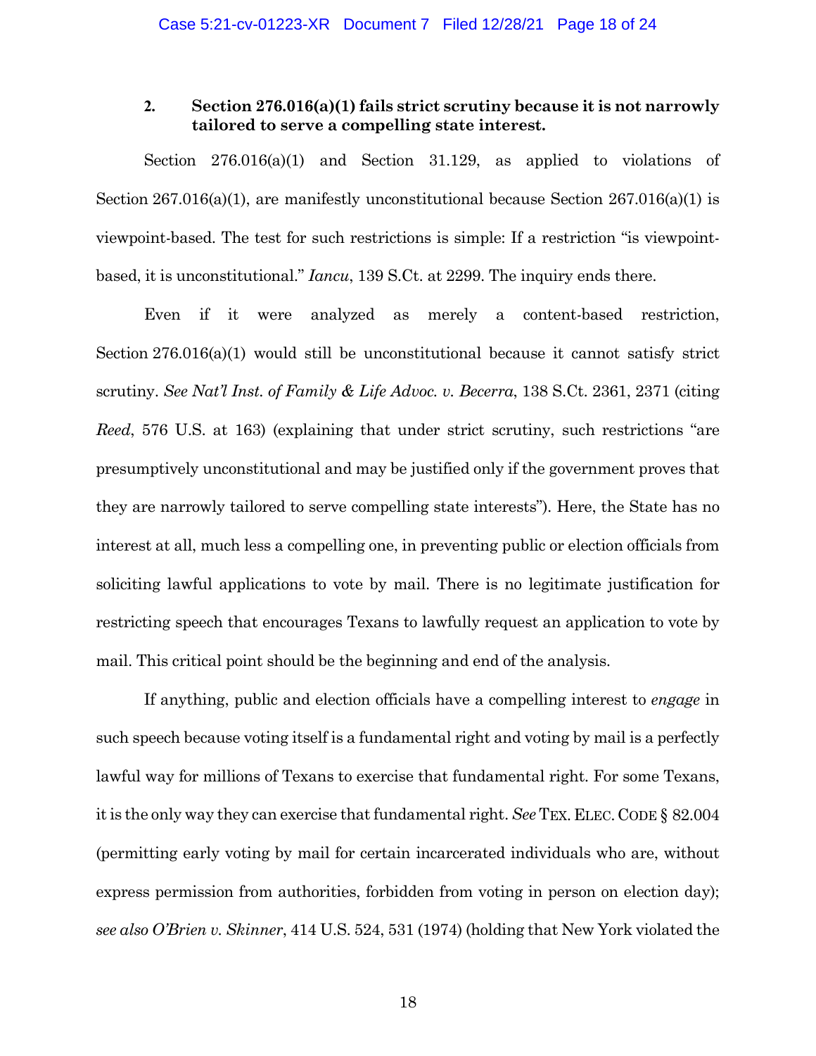### 2. Section 276.016(a)(1) fails strict scrutiny because it is not narrowly tailored to serve a compelling state interest.

Section 276.016(a)(1) and Section 31.129, as applied to violations of Section 267.016(a)(1), are manifestly unconstitutional because Section 267.016(a)(1) is viewpoint-based. The test for such restrictions is simple: If a restriction "is viewpoint-based, it is unconstitutional." *Iancu*, 139 S.Ct. at 2299. The inquiry ends there.

Even if it were analyzed as merely a content-based restriction, Section 276.016(a)(1) would still be unconstitutional because it cannot satisfy strict scrutiny. *See Nat'l Inst. of Family & Life Advoc. v. Becerra*, 138 S.Ct. 2361, 2371 (citing *Reed*, 576 U.S. at 163) (explaining that under strict scrutiny, such restrictions "are presumptively unconstitutional and may be justified only if the government proves that they are narrowly tailored to serve compelling state interests"). Here, the State has no interest at all, much less a compelling one, in preventing public or election officials from soliciting lawful applications to vote by mail. There is no legitimate justification for restricting speech that encourages Texans to lawfully request an application to vote by mail. This critical point should be the beginning and end of the analysis.

If anything, public and election officials have a compelling interest to *engage* in such speech because voting itself is a fundamental right and voting by mail is a perfectly lawful way for millions of Texans to exercise that fundamental right. For some Texans, it is the only way they can exercise that fundamental right. *See* TEX. ELEC. CODE § 82.004 (permitting early voting by mail for certain incarcerated individuals who are, without express permission from authorities, forbidden from voting in person on election day); *see also O'Brien v. Skinner*, 414 U.S. 524, 531 (1974) (holding that New York violated the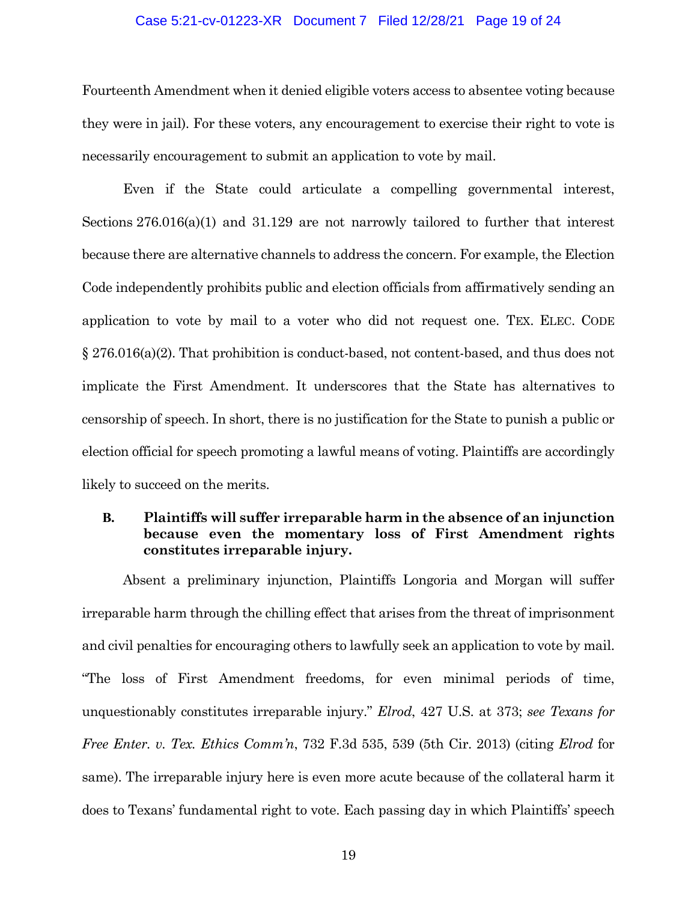Fourteenth Amendment when it denied eligible voters access to absentee voting because they were in jail). For these voters, any encouragement to exercise their right to vote is necessarily encouragement to submit an application to vote by mail.

Even if the State could articulate a compelling governmental interest, Sections 276.016(a)(1) and 31.129 are not narrowly tailored to further that interest because there are alternative channels to address the concern. For example, the Election Code independently prohibits public and election officials from affirmatively sending an application to vote by mail to a voter who did not request one. TEX. ELEC. CODE § 276.016(a)(2). That prohibition is conduct-based, not content-based, and thus does not implicate the First Amendment. It underscores that the State has alternatives to censorship of speech. In short, there is no justification for the State to punish a public or election official for speech promoting a lawful means of voting. Plaintiffs are accordingly likely to succeed on the merits.

### B. Plaintiffs will suffer irreparable harm in the absence of an injunction because even the momentary loss of First Amendment rights constitutes irreparable injury.

Absent a preliminary injunction, Plaintiffs Longoria and Morgan will suffer irreparable harm through the chilling effect that arises from the threat of imprisonment and civil penalties for encouraging others to lawfully seek an application to vote by mail. "The loss of First Amendment freedoms, for even minimal periods of time, unquestionably constitutes irreparable injury." *Elrod*, 427 U.S. at 373; *see Texans for Free Enter. v. Tex. Ethics Comm'n*, 732 F.3d 535, 539 (5th Cir. 2013) (citing *Elrod* for same). The irreparable injury here is even more acute because of the collateral harm it does to Texans' fundamental right to vote. Each passing day in which Plaintiffs' speech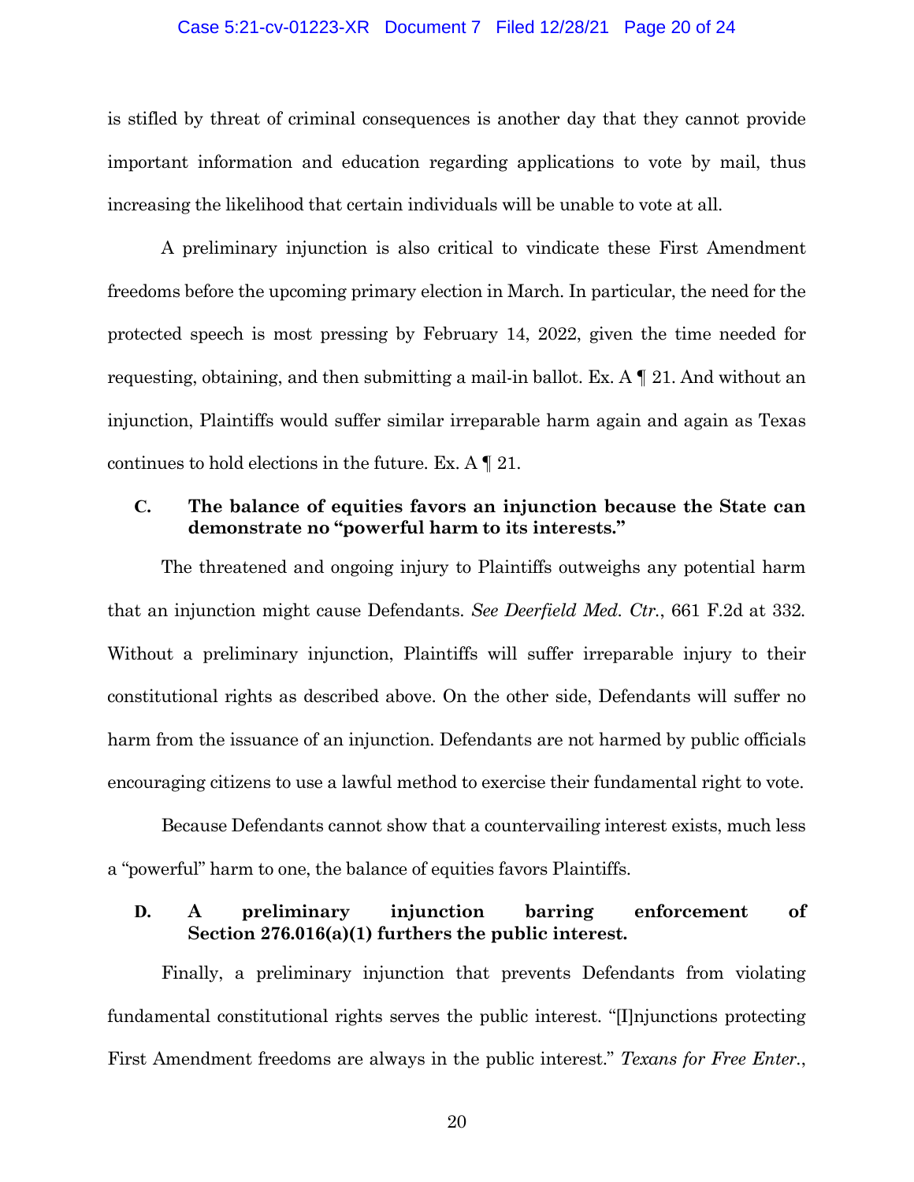is stifled by threat of criminal consequences is another day that they cannot provide important information and education regarding applications to vote by mail, thus increasing the likelihood that certain individuals will be unable to vote at all.

A preliminary injunction is also critical to vindicate these First Amendment freedoms before the upcoming primary election in March. In particular, the need for the protected speech is most pressing by February 14, 2022, given the time needed for requesting, obtaining, and then submitting a mail-in ballot. Ex. A ¶ 21. And without an injunction, Plaintiffs would suffer similar irreparable harm again and again as Texas continues to hold elections in the future. Ex. A ¶ 21.

### C. The balance of equities favors an injunction because the State can demonstrate no "powerful harm to its interests."

The threatened and ongoing injury to Plaintiffs outweighs any potential harm that an injunction might cause Defendants. *See Deerfield Med. Ctr.*, 661 F.2d at 332. Without a preliminary injunction, Plaintiffs will suffer irreparable injury to their constitutional rights as described above. On the other side, Defendants will suffer no harm from the issuance of an injunction. Defendants are not harmed by public officials encouraging citizens to use a lawful method to exercise their fundamental right to vote.

Because Defendants cannot show that a countervailing interest exists, much less a "powerful" harm to one, the balance of equities favors Plaintiffs.

### D. A preliminary injunction barring enforcement of Section 276.016(a)(1) furthers the public interest.

Finally, a preliminary injunction that prevents Defendants from violating fundamental constitutional rights serves the public interest. "[I]njunctions protecting First Amendment freedoms are always in the public interest." *Texans for Free Enter.*,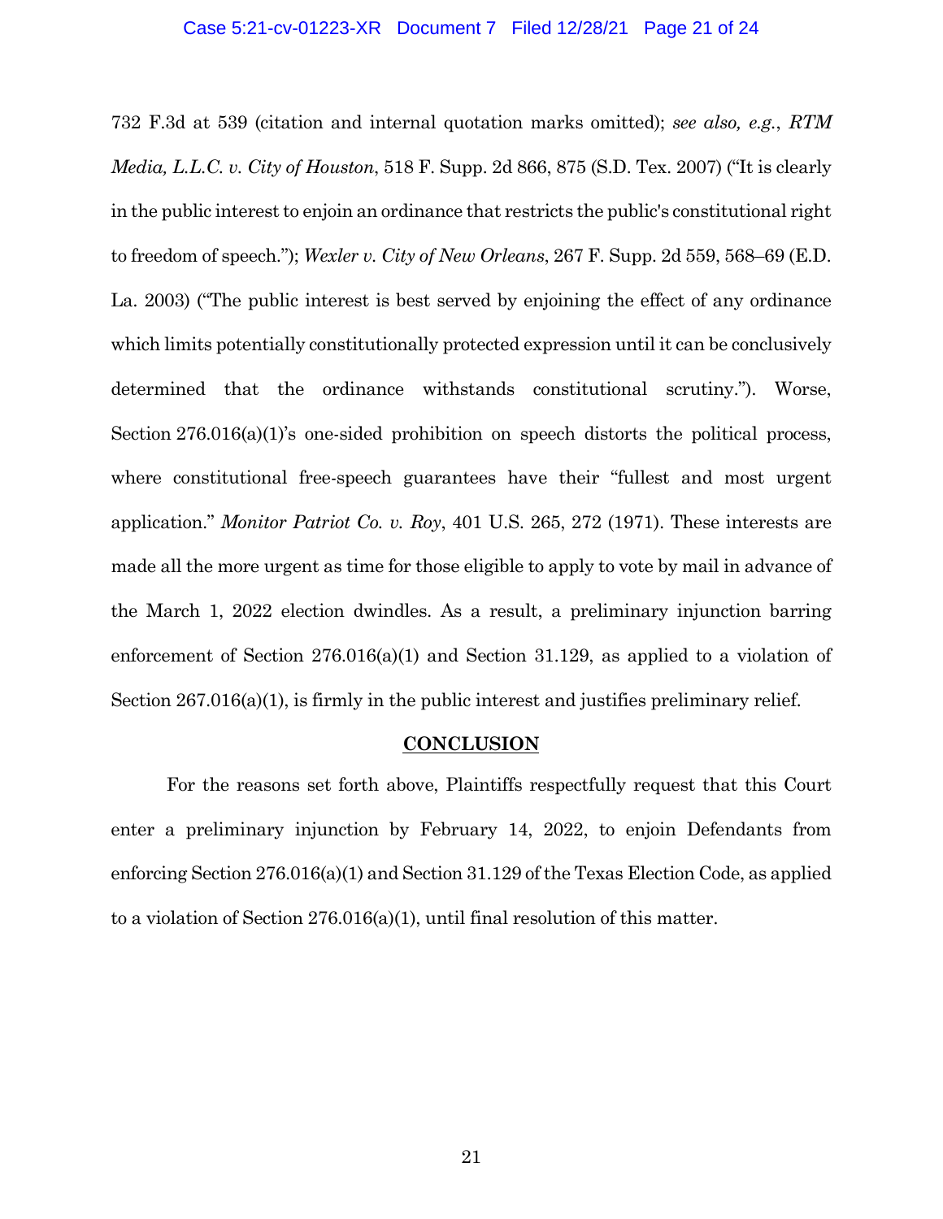732 F.3d at 539 (citation and internal quotation marks omitted); *see also, e.g.*, *RTM Media, L.L.C. v. City of Houston*, 518 F. Supp. 2d 866, 875 (S.D. Tex. 2007) ("It is clearly in the public interest to enjoin an ordinance that restricts the public's constitutional right to freedom of speech."); *Wexler v. City of New Orleans*, 267 F. Supp. 2d 559, 568–69 (E.D. La. 2003) ("The public interest is best served by enjoining the effect of any ordinance which limits potentially constitutionally protected expression until it can be conclusively determined that the ordinance withstands constitutional scrutiny."). Worse, Section 276.016(a)(1)'s one-sided prohibition on speech distorts the political process, where constitutional free-speech guarantees have their "fullest and most urgent application." *Monitor Patriot Co. v. Roy*, 401 U.S. 265, 272 (1971). These interests are made all the more urgent as time for those eligible to apply to vote by mail in advance of the March 1, 2022 election dwindles. As a result, a preliminary injunction barring enforcement of Section 276.016(a)(1) and Section 31.129, as applied to a violation of Section 267.016(a)(1), is firmly in the public interest and justifies preliminary relief.

## **CONCLUSION**

For the reasons set forth above, Plaintiffs respectfully request that this Court enter a preliminary injunction by February 14, 2022, to enjoin Defendants from enforcing Section 276.016(a)(1) and Section 31.129 of the Texas Election Code, as applied to a violation of Section 276.016(a)(1), until final resolution of this matter.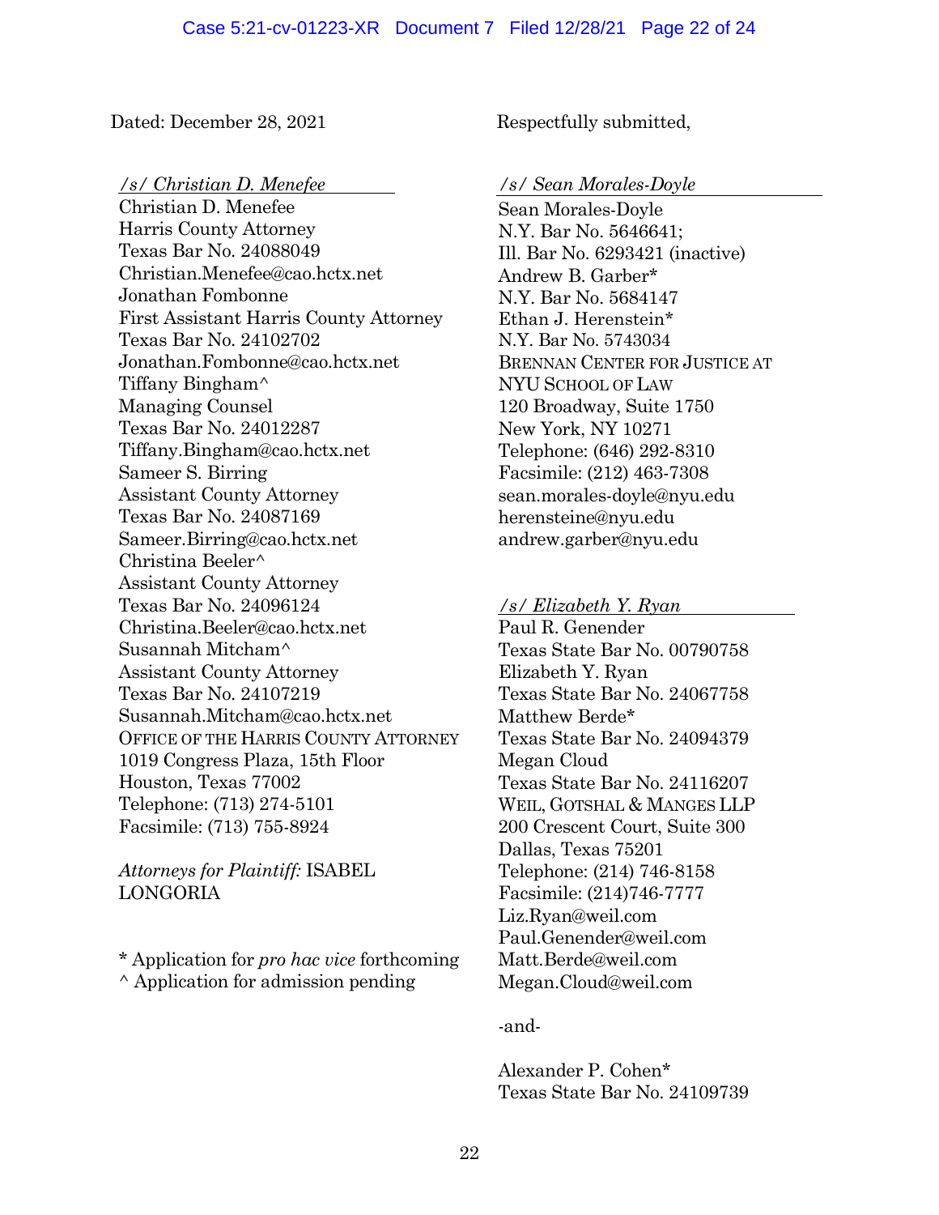Dated: December 28, 2021

Respectfully submitted,

*/s/ Christian D. Menefee*
Christian D. Menefee
Harris County Attorney
Texas Bar No. 24088049
Christian.Menefee@cao.hctx.net
Jonathan Fombonne
First Assistant Harris County Attorney
Texas Bar No. 24102702
Jonathan.Fombonne@cao.hctx.net
Tiffany Bingham^
Managing Counsel
Texas Bar No. 24012287
Tiffany.Bingham@cao.hctx.net
Sameer S. Birring
Assistant County Attorney
Texas Bar No. 24087169
Sameer.Birring@cao.hctx.net
Christina Beeler^
Assistant County Attorney
Texas Bar No. 24096124
Christina.Beeler@cao.hctx.net
Susannah Mitcham^
Assistant County Attorney
Texas Bar No. 24107219
Susannah.Mitcham@cao.hctx.net
OFFICE OF THE HARRIS COUNTY ATTORNEY
1019 Congress Plaza, 15th Floor
Houston, Texas 77002
Telephone: (713) 274-5101
Facsimile: (713) 755-8924

*Attorneys for Plaintiff:* ISABEL LONGORIA

\* Application for *pro hac vice* forthcoming
^ Application for admission pending

*/s/ Sean Morales-Doyle*
Sean Morales-Doyle
N.Y. Bar No. 5646641;
Ill. Bar No. 6293421 (inactive)
Andrew B. Garber*
N.Y. Bar No. 5684147
Ethan J. Herenstein*
N.Y. Bar No. 5743034
BRENNAN CENTER FOR JUSTICE AT NYU SCHOOL OF LAW
120 Broadway, Suite 1750
New York, NY 10271
Telephone: (646) 292-8310
Facsimile: (212) 463-7308
sean.morales-doyle@nyu.edu
herensteine@nyu.edu
andrew.garber@nyu.edu

*/s/ Elizabeth Y. Ryan*
Paul R. Genender
Texas State Bar No. 00790758
Elizabeth Y. Ryan
Texas State Bar No. 24067758
Matthew Berde*
Texas State Bar No. 24094379
Megan Cloud
Texas State Bar No. 24116207
WEIL, GOTSHAL & MANGES LLP
200 Crescent Court, Suite 300
Dallas, Texas 75201
Telephone: (214) 746-8158
Facsimile: (214)746-7777
Liz.Ryan@weil.com
Paul.Genender@weil.com
Matt.Berde@weil.com
Megan.Cloud@weil.com

-and-

Alexander P. Cohen*
Texas State Bar No. 24109739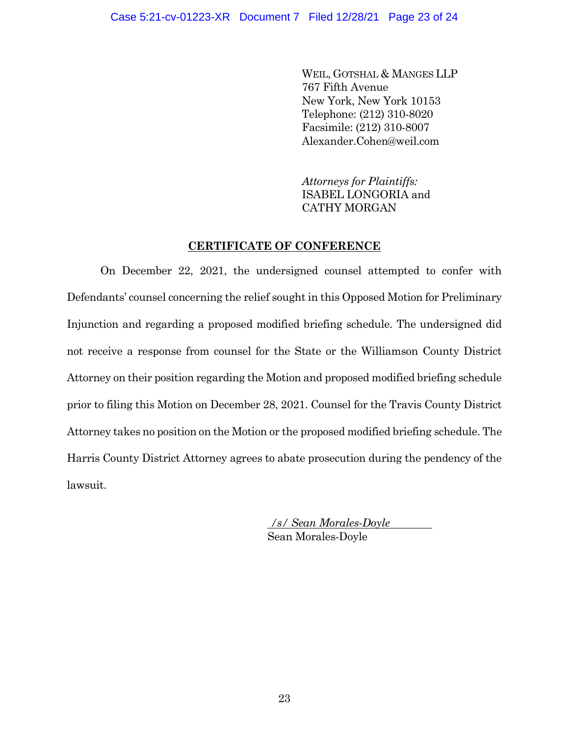WEIL, GOTSHAL & MANGES LLP
767 Fifth Avenue
New York, New York 10153
Telephone: (212) 310-8020
Facsimile: (212) 310-8007
Alexander.Cohen@weil.com

*Attorneys for Plaintiffs:*
ISABEL LONGORIA and
CATHY MORGAN

## CERTIFICATE OF CONFERENCE

On December 22, 2021, the undersigned counsel attempted to confer with Defendants' counsel concerning the relief sought in this Opposed Motion for Preliminary Injunction and regarding a proposed modified briefing schedule. The undersigned did not receive a response from counsel for the State or the Williamson County District Attorney on their position regarding the Motion and proposed modified briefing schedule prior to filing this Motion on December 28, 2021. Counsel for the Travis County District Attorney takes no position on the Motion or the proposed modified briefing schedule. The Harris County District Attorney agrees to abate prosecution during the pendency of the lawsuit.

*/s/ Sean Morales-Doyle*
Sean Morales-Doyle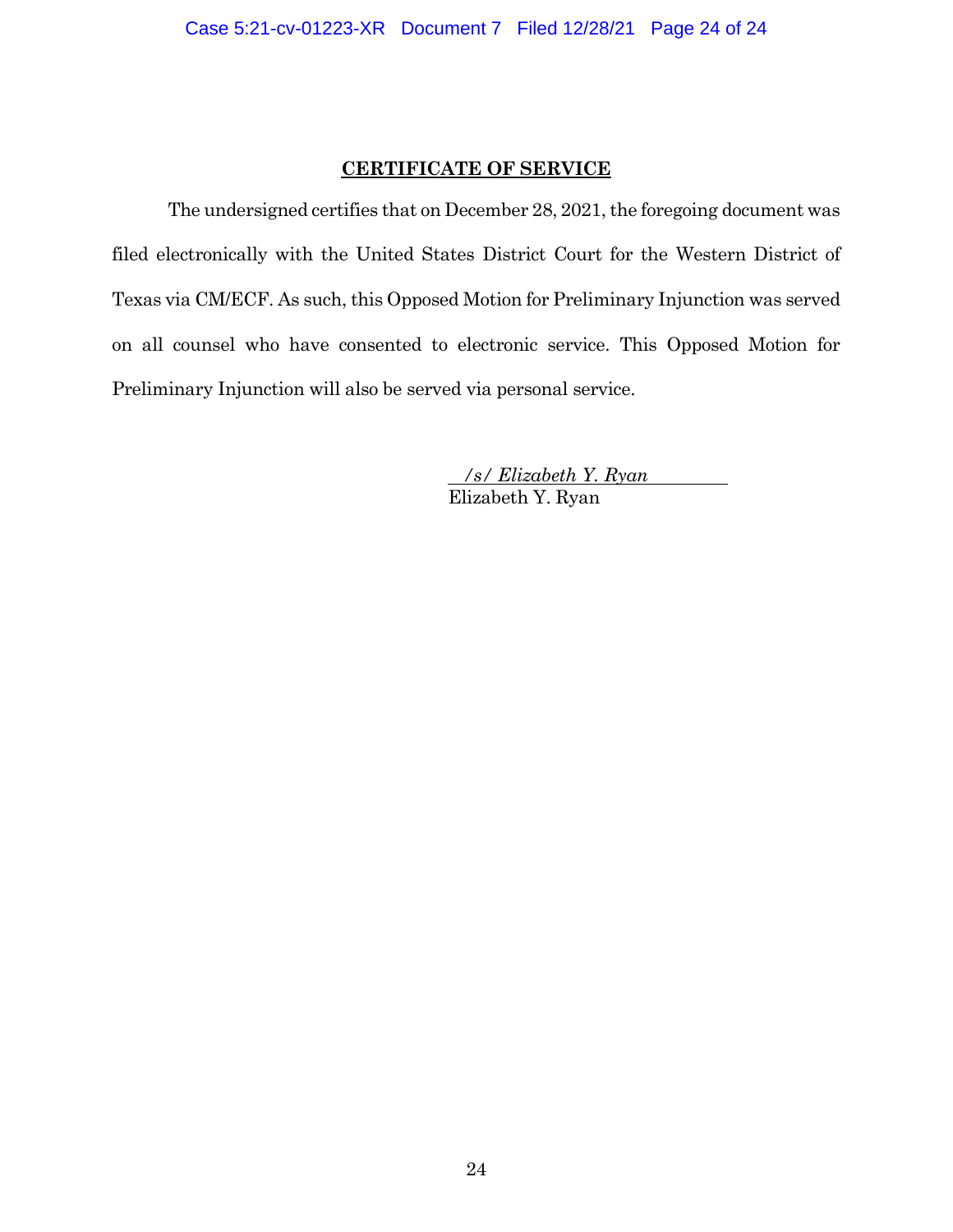**CERTIFICATE OF SERVICE**

The undersigned certifies that on December 28, 2021, the foregoing document was filed electronically with the United States District Court for the Western District of Texas via CM/ECF. As such, this Opposed Motion for Preliminary Injunction was served on all counsel who have consented to electronic service. This Opposed Motion for Preliminary Injunction will also be served via personal service.

*/s/ Elizabeth Y. Ryan*
Elizabeth Y. Ryan